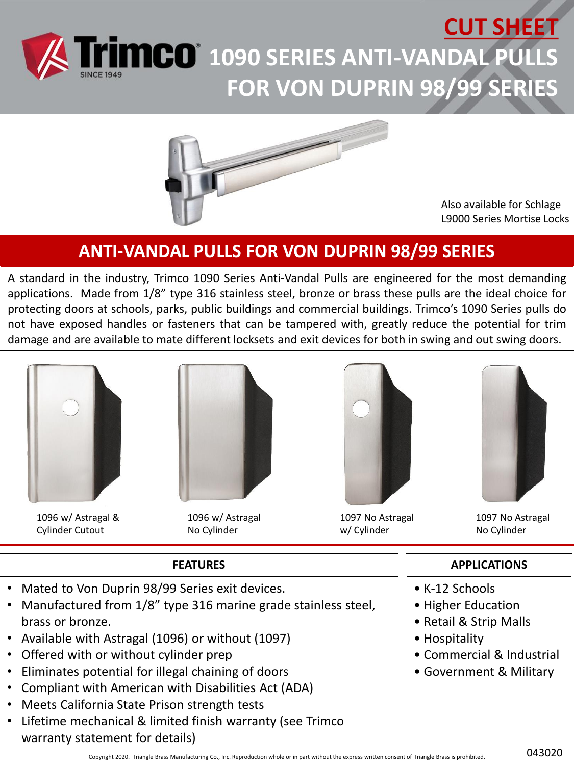# CUT SHEET

# 1090 SERIES ANTI-VANDAL PULLS FOR VON DUPRIN 98/99 SERIES

Trimco SINCE 1949

Also available for Schlage L9000 Series Mortise Locks

## ANTI-VANDAL PULLS FOR VON DUPRIN 98/99 SERIES

A standard in the industry, Trimco 1090 Series Anti-Vandal Pulls are engineered for the most demanding applications. Made from 1/8" type 316 stainless steel, bronze or brass these pulls are the ideal choice for protecting doors at schools, parks, public buildings and commercial buildings. Trimco's 1090 Series pulls do not have exposed handles or fasteners that can be tampered with, greatly reduce the potential for trim damage and are available to mate different locksets and exit devices for both in swing and out swing doors.

1096 w/ Astragal & Cylinder Cutout

1096 w/ Astragal No Cylinder

1097 No Astragal w/ Cylinder

1097 No Astragal No Cylinder

### FEATURES

- Mated to Von Duprin 98/99 Series exit devices.
- Manufactured from 1/8" type 316 marine grade stainless steel, brass or bronze.
- Available with Astragal (1096) or without (1097)
- Offered with or without cylinder prep
- Eliminates potential for illegal chaining of doors
- Compliant with American with Disabilities Act (ADA)
- Meets California State Prison strength tests
- Lifetime mechanical & limited finish warranty (see Trimco warranty statement for details)

### APPLICATIONS

- K-12 Schools
- Higher Education
- Retail & Strip Malls
- Hospitality
- Commercial & Industrial
- Government & Military

Copyright 2020. Triangle Brass Manufacturing Co., Inc. Reproduction whole or in part without the express written consent of Triangle Brass is prohibited.

043020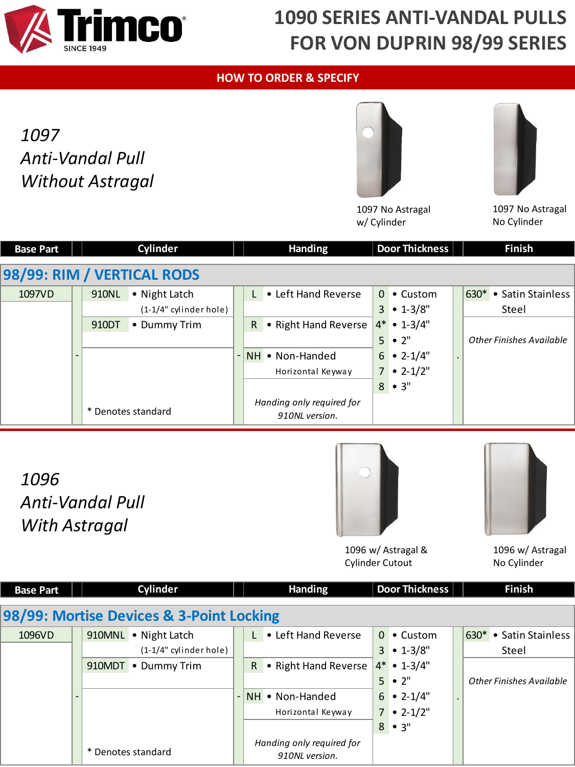# 1090 SERIES ANTI-VANDAL PULLS FOR VON DUPRIN 98/99 SERIES

Trimco SINCE 1949

## HOW TO ORDER & SPECIFY

### *1097 Anti-Vandal Pull Without Astragal*

1097 No Astragal w/ Cylinder

1097 No Astragal No Cylinder

| Base Part | | Cylinder | | | Handing | | Door Thickness | | | Finish |
|---|---|---|---|---|---|---|---|---|---|---|
| **98/99: RIM / VERTICAL RODS** | | | | | | | | | | |
| 1097VD | - | 910NL | • Night Latch (1-1/4" cylinder hole) | - | L | • Left Hand Reverse | 0 | • Custom | . | 630* • Satin Stainless Steel |
| | | 910DT | • Dummy Trim | | R | • Right Hand Reverse | 3 | • 1-3/8" | | *Other Finishes Available* |
| | | | * Denotes standard | | NH | • Non-Handed Horizontal Keyway | 4* | • 1-3/4" | | |
| | | | | | | *Handing only required for 910NL version.* | 5 | • 2" | | |
| | | | | | | | 6 | • 2-1/4" | | |
| | | | | | | | 7 | • 2-1/2" | | |
| | | | | | | | 8 | • 3" | | |

### *1096 Anti-Vandal Pull With Astragal*

1096 w/ Astragal & Cylinder Cutout

1096 w/ Astragal No Cylinder

| Base Part | | Cylinder | | | Handing | | Door Thickness | | | Finish |
|---|---|---|---|---|---|---|---|---|---|---|
| **98/99: Mortise Devices & 3-Point Locking** | | | | | | | | | | |
| 1096VD | - | 910MNL | • Night Latch (1-1/4" cylinder hole) | - | L | • Left Hand Reverse | 0 | • Custom | . | 630* • Satin Stainless Steel |
| | | 910MDT | • Dummy Trim | | R | • Right Hand Reverse | 3 | • 1-3/8" | | *Other Finishes Available* |
| | | | * Denotes standard | | NH | • Non-Handed Horizontal Keyway | 4* | • 1-3/4" | | |
| | | | | | | *Handing only required for 910NL version.* | 5 | • 2" | | |
| | | | | | | | 6 | • 2-1/4" | | |
| | | | | | | | 7 | • 2-1/2" | | |
| | | | | | | | 8 | • 3" | | |